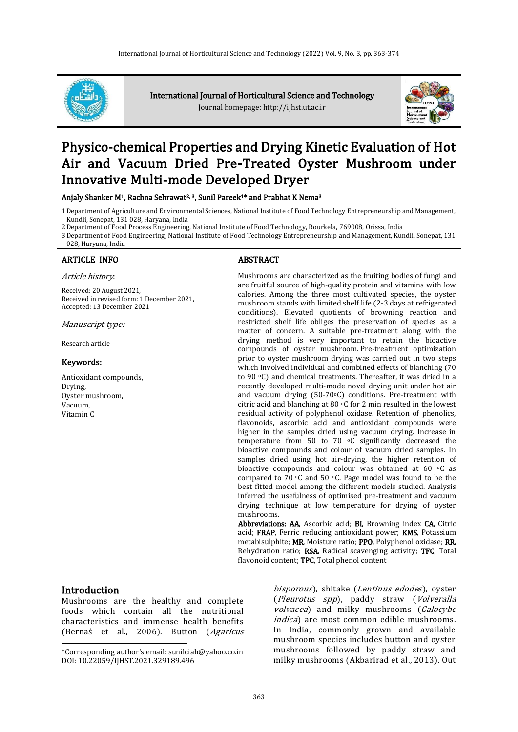# Physico-chemical Properties and Drying Kinetic Evaluation of Hot Air and Vacuum Dried Pre-Treated Oyster Mushroom under Innovative Multi-mode Developed Dryer

**Anjaly Shanker M[1], Rachna Sehrawat[2, 3], Sunil Pareek[1]* and Prabhat K Nema[3]**

1 Department of Agriculture and Environmental Sciences, National Institute of Food Technology Entrepreneurship and Management, Kundli, Sonepat, 131 028, Haryana, India

2 Department of Food Process Engineering, National Institute of Food Technology, Rourkela, 769008, Orissa, India

3 Department of Food Engineering, National Institute of Food Technology Entrepreneurship and Management, Kundli, Sonepat, 131 028, Haryana, India

## ARTICLE INFO

*Article history*:

Received: 20 August 2021,
Received in revised form: 1 December 2021,
Accepted: 13 December 2021

*Manuscript type:*

Research article

**Keywords:**

Antioxidant compounds,
Drying,
Oyster mushroom,
Vacuum,
Vitamin C

## ABSTRACT

Mushrooms are characterized as the fruiting bodies of fungi and are fruitful source of high-quality protein and vitamins with low calories. Among the three most cultivated species, the oyster mushroom stands with limited shelf life (2-3 days at refrigerated conditions). Elevated quotients of browning reaction and restricted shelf life obliges the preservation of species as a matter of concern. A suitable pre-treatment along with the drying method is very important to retain the bioactive compounds of oyster mushroom. Pre-treatment optimization prior to oyster mushroom drying was carried out in two steps which involved individual and combined effects of blanching (70 to 90 °C) and chemical treatments. Thereafter, it was dried in a recently developed multi-mode novel drying unit under hot air and vacuum drying (50-70°C) conditions. Pre-treatment with citric acid and blanching at 80 °C for 2 min resulted in the lowest residual activity of polyphenol oxidase. Retention of phenolics, flavonoids, ascorbic acid and antioxidant compounds were higher in the samples dried using vacuum drying. Increase in temperature from 50 to 70 °C significantly decreased the bioactive compounds and colour of vacuum dried samples. In samples dried using hot air-drying, the higher retention of bioactive compounds and colour was obtained at 60 °C as compared to 70 °C and 50 °C. Page model was found to be the best fitted model among the different models studied. Analysis inferred the usefulness of optimised pre-treatment and vacuum drying technique at low temperature for drying of oyster mushrooms.

**Abbreviations: AA**, Ascorbic acid; **BI**, Browning index **CA**, Citric acid; **FRAP**, Ferric reducing antioxidant power; **KMS**, Potassium metabisulphite; **MR**, Moisture ratio; **PPO**, Polyphenol oxidase; **RR**, Rehydration ratio; **RSA**, Radical scavenging activity; **TFC**, Total flavonoid content; **TPC**, Total phenol content

## Introduction

Mushrooms are the healthy and complete foods which contain all the nutritional characteristics and immense health benefits (Bernaś et al., 2006). Button (*Agaricus bisporous*), shitake (*Lentinus edodes*), oyster (*Pleurotus spp*), paddy straw (*Volveralla volvacea*) and milky mushrooms (*Calocybe indica*) are most common edible mushrooms. In India, commonly grown and available mushroom species includes button and oyster mushrooms followed by paddy straw and milky mushrooms (Akbarirad et al., 2013). Out

*Corresponding author's email: sunilciah@yahoo.co.in
DOI: 10.22059/IJHST.2021.329189.496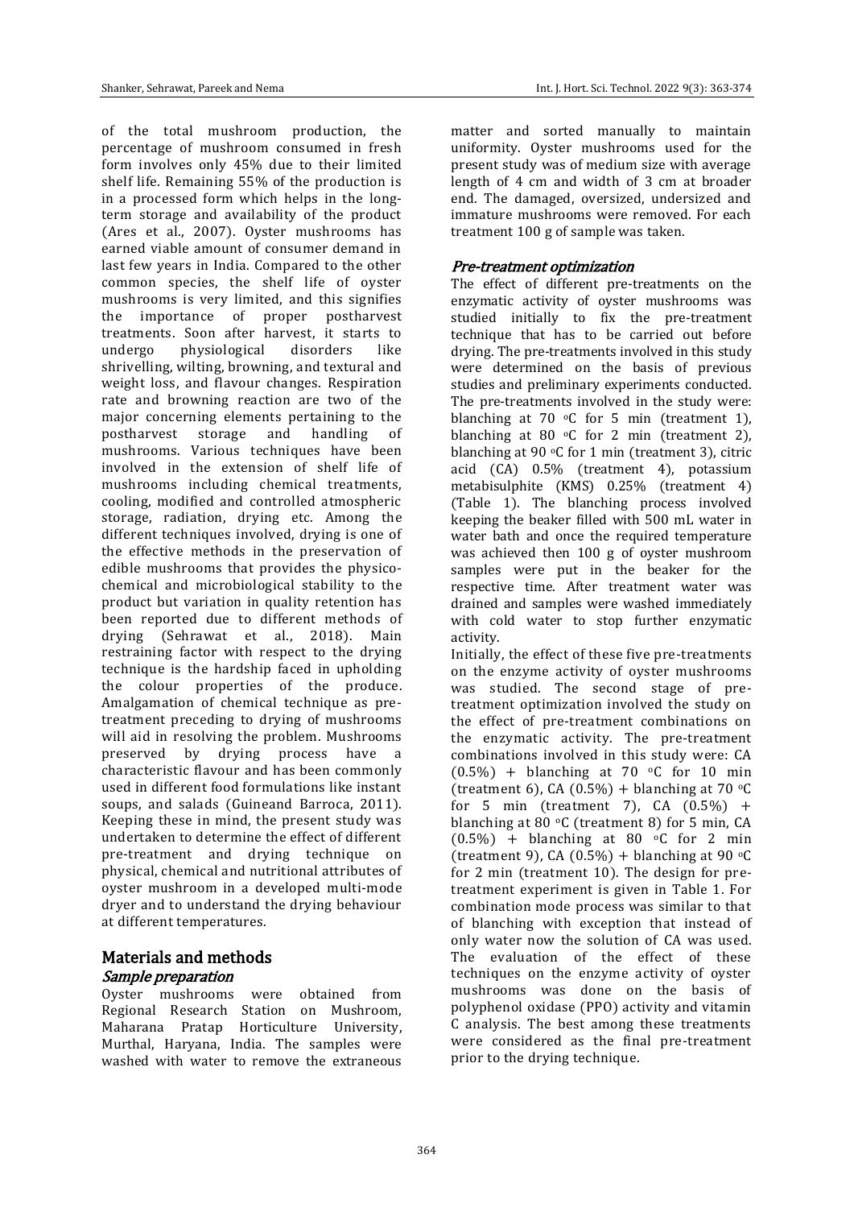of the total mushroom production, the percentage of mushroom consumed in fresh form involves only 45% due to their limited shelf life. Remaining 55% of the production is in a processed form which helps in the long-term storage and availability of the product (Ares et al., 2007). Oyster mushrooms has earned viable amount of consumer demand in last few years in India. Compared to the other common species, the shelf life of oyster mushrooms is very limited, and this signifies the importance of proper postharvest treatments. Soon after harvest, it starts to undergo physiological disorders like shrivelling, wilting, browning, and textural and weight loss, and flavour changes. Respiration rate and browning reaction are two of the major concerning elements pertaining to the postharvest storage and handling of mushrooms. Various techniques have been involved in the extension of shelf life of mushrooms including chemical treatments, cooling, modified and controlled atmospheric storage, radiation, drying etc. Among the different techniques involved, drying is one of the effective methods in the preservation of edible mushrooms that provides the physico-chemical and microbiological stability to the product but variation in quality retention has been reported due to different methods of drying (Sehrawat et al., 2018). Main restraining factor with respect to the drying technique is the hardship faced in upholding the colour properties of the produce. Amalgamation of chemical technique as pre-treatment preceding to drying of mushrooms will aid in resolving the problem. Mushrooms preserved by drying process have a characteristic flavour and has been commonly used in different food formulations like instant soups, and salads (Guineand Barroca, 2011). Keeping these in mind, the present study was undertaken to determine the effect of different pre-treatment and drying technique on physical, chemical and nutritional attributes of oyster mushroom in a developed multi-mode dryer and to understand the drying behaviour at different temperatures.

## Materials and methods

### *Sample preparation*

Oyster mushrooms were obtained from Regional Research Station on Mushroom, Maharana Pratap Horticulture University, Murthal, Haryana, India. The samples were washed with water to remove the extraneous matter and sorted manually to maintain uniformity. Oyster mushrooms used for the present study was of medium size with average length of 4 cm and width of 3 cm at broader end. The damaged, oversized, undersized and immature mushrooms were removed. For each treatment 100 g of sample was taken.

### *Pre-treatment optimization*

The effect of different pre-treatments on the enzymatic activity of oyster mushrooms was studied initially to fix the pre-treatment technique that has to be carried out before drying. The pre-treatments involved in this study were determined on the basis of previous studies and preliminary experiments conducted. The pre-treatments involved in the study were: blanching at 70 °C for 5 min (treatment 1), blanching at 80 °C for 2 min (treatment 2), blanching at 90 °C for 1 min (treatment 3), citric acid (CA) 0.5% (treatment 4), potassium metabisulphite (KMS) 0.25% (treatment 4) (Table 1). The blanching process involved keeping the beaker filled with 500 mL water in water bath and once the required temperature was achieved then 100 g of oyster mushroom samples were put in the beaker for the respective time. After treatment water was drained and samples were washed immediately with cold water to stop further enzymatic activity.

Initially, the effect of these five pre-treatments on the enzyme activity of oyster mushrooms was studied. The second stage of pre-treatment optimization involved the study on the effect of pre-treatment combinations on the enzymatic activity. The pre-treatment combinations involved in this study were: CA (0.5%) + blanching at 70 °C for 10 min (treatment 6), CA (0.5%) + blanching at 70 °C for 5 min (treatment 7), CA (0.5%) + blanching at 80 °C (treatment 8) for 5 min, CA (0.5%) + blanching at 80 °C for 2 min (treatment 9), CA (0.5%) + blanching at 90 °C for 2 min (treatment 10). The design for pre-treatment experiment is given in Table 1. For combination mode process was similar to that of blanching with exception that instead of only water now the solution of CA was used. The evaluation of the effect of these techniques on the enzyme activity of oyster mushrooms was done on the basis of polyphenol oxidase (PPO) activity and vitamin C analysis. The best among these treatments were considered as the final pre-treatment prior to the drying technique.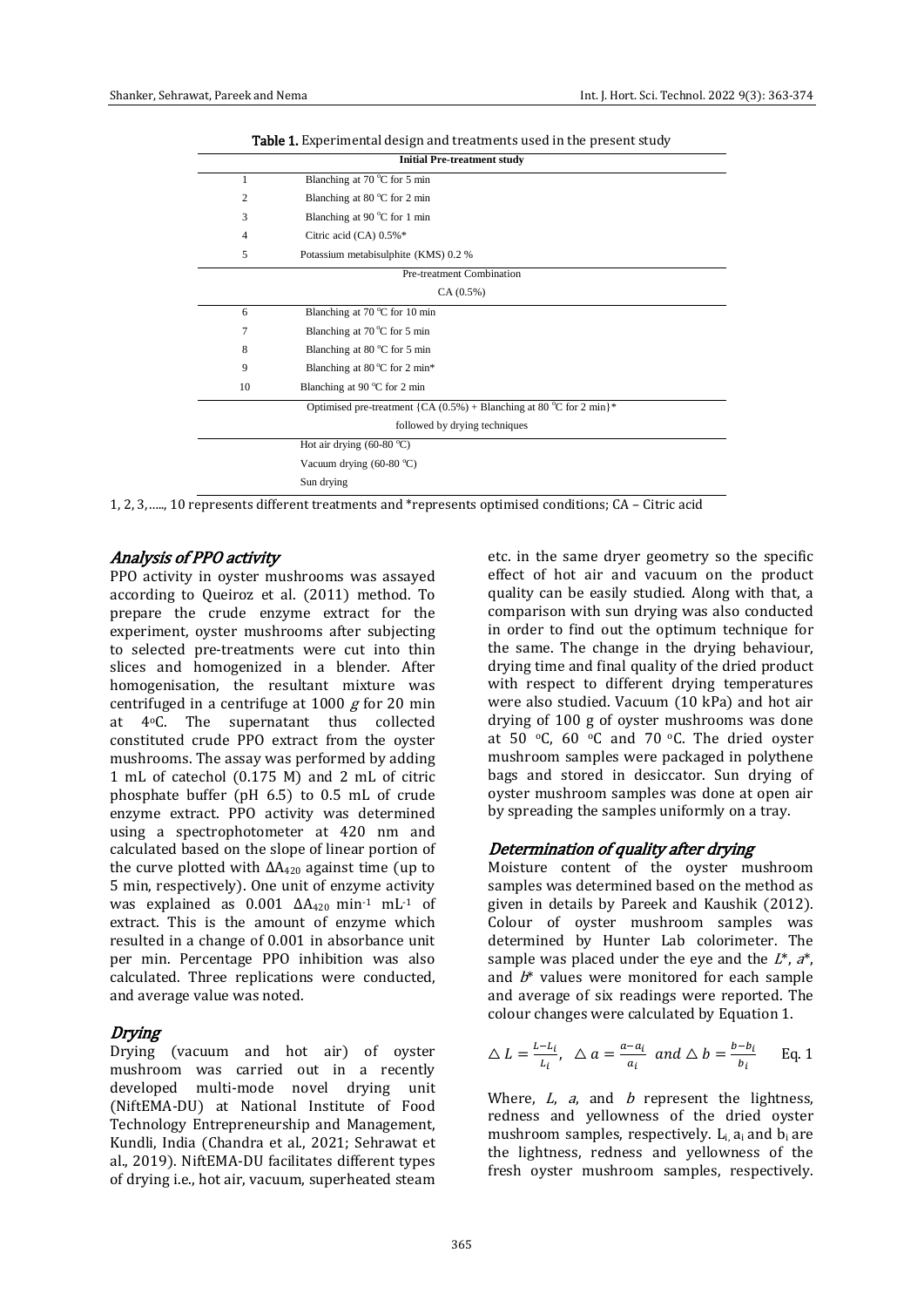**Table 1.** Experimental design and treatments used in the present study

| | Initial Pre-treatment study |
|---|---|
| 1 | Blanching at 70 °C for 5 min |
| 2 | Blanching at 80 °C for 2 min |
| 3 | Blanching at 90 °C for 1 min |
| 4 | Citric acid (CA) 0.5%* |
| 5 | Potassium metabisulphite (KMS) 0.2 % |
| | Pre-treatment Combination |
| | CA (0.5%) |
| 6 | Blanching at 70 °C for 10 min |
| 7 | Blanching at 70 °C for 5 min |
| 8 | Blanching at 80 °C for 5 min |
| 9 | Blanching at 80 °C for 2 min* |
| 10 | Blanching at 90 °C for 2 min |
| | Optimised pre-treatment {CA (0.5%) + Blanching at 80 °C for 2 min}* |
| | followed by drying techniques |
| | Hot air drying (60-80 °C) |
| | Vacuum drying (60-80 °C) |
| | Sun drying |

1, 2, 3,….., 10 represents different treatments and *represents optimised conditions; CA – Citric acid

### *Analysis of PPO activity*

PPO activity in oyster mushrooms was assayed according to Queiroz et al. (2011) method. To prepare the crude enzyme extract for the experiment, oyster mushrooms after subjecting to selected pre-treatments were cut into thin slices and homogenized in a blender. After homogenisation, the resultant mixture was centrifuged in a centrifuge at 1000 *g* for 20 min at 4 °C. The supernatant thus collected constituted crude PPO extract from the oyster mushrooms. The assay was performed by adding 1 mL of catechol (0.175 M) and 2 mL of citric phosphate buffer (pH 6.5) to 0.5 mL of crude enzyme extract. PPO activity was determined using a spectrophotometer at 420 nm and calculated based on the slope of linear portion of the curve plotted with $\Delta A_{420}$ against time (up to 5 min, respectively). One unit of enzyme activity was explained as 0.001 $\Delta A_{420}$ min$^{-1}$ mL$^{-1}$ of extract. This is the amount of enzyme which resulted in a change of 0.001 in absorbance unit per min. Percentage PPO inhibition was also calculated. Three replications were conducted, and average value was noted.

### *Drying*

Drying (vacuum and hot air) of oyster mushroom was carried out in a recently developed multi-mode novel drying unit (NiftEMA-DU) at National Institute of Food Technology Entrepreneurship and Management, Kundli, India (Chandra et al., 2021; Sehrawat et al., 2019). NiftEMA-DU facilitates different types of drying i.e., hot air, vacuum, superheated steam etc. in the same dryer geometry so the specific effect of hot air and vacuum on the product quality can be easily studied. Along with that, a comparison with sun drying was also conducted in order to find out the optimum technique for the same. The change in the drying behaviour, drying time and final quality of the dried product with respect to different drying temperatures were also studied. Vacuum (10 kPa) and hot air drying of 100 g of oyster mushrooms was done at 50 °C, 60 °C and 70 °C. The dried oyster mushroom samples were packaged in polythene bags and stored in desiccator. Sun drying of oyster mushroom samples was done at open air by spreading the samples uniformly on a tray.

### *Determination of quality after drying*

Moisture content of the oyster mushroom samples was determined based on the method as given in details by Pareek and Kaushik (2012). Colour of oyster mushroom samples was determined by Hunter Lab colorimeter. The sample was placed under the eye and the $L^*$, $a^*$, and $b^*$ values were monitored for each sample and average of six readings were reported. The colour changes were calculated by Equation 1.

$$\triangle L = \frac{L-L_i}{L_i}, \quad \triangle a = \frac{a-a_i}{a_i} \quad and \; \triangle b = \frac{b-b_i}{b_i} \qquad \text{Eq. 1}$$

Where, $L$, $a$, and $b$ represent the lightness, redness and yellowness of the dried oyster mushroom samples, respectively. $L_i$, $a_i$ and $b_i$ are the lightness, redness and yellowness of the fresh oyster mushroom samples, respectively.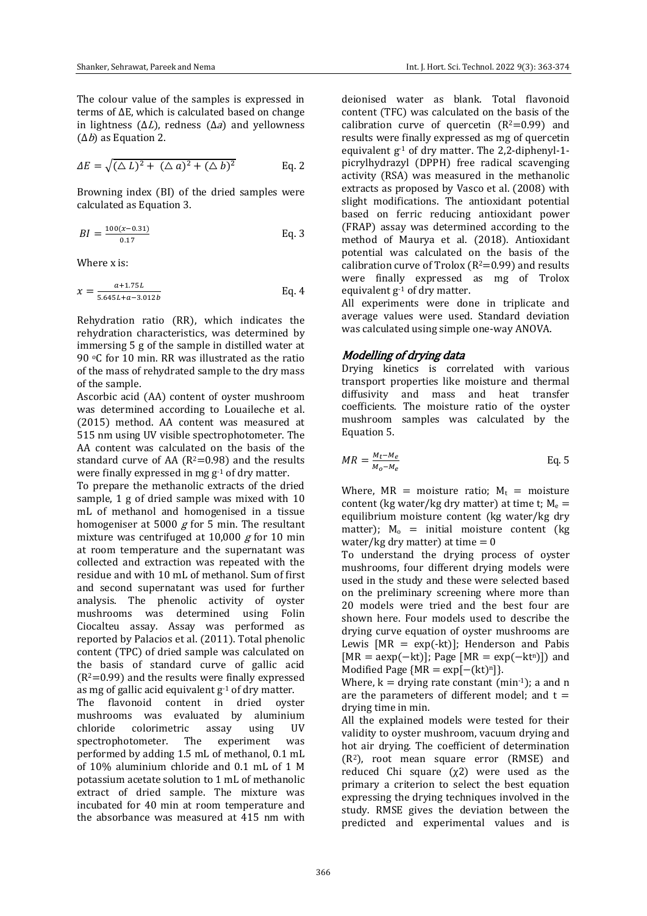The colour value of the samples is expressed in terms of ΔE, which is calculated based on change in lightness ($\Delta L$), redness ($\Delta a$) and yellowness ($\Delta b$) as Equation 2.

$$\Delta E = \sqrt{(\triangle L)^2 + (\triangle a)^2 + (\triangle b)^2} \quad \text{Eq. 2}$$

Browning index (BI) of the dried samples were calculated as Equation 3.

$$BI = \frac{100(x - 0.31)}{0.17} \quad \text{Eq. 3}$$

Where x is:

$$x = \frac{a + 1.75L}{5.645L + a - 3.012b} \quad \text{Eq. 4}$$

Rehydration ratio (RR), which indicates the rehydration characteristics, was determined by immersing 5 g of the sample in distilled water at 90 °C for 10 min. RR was illustrated as the ratio of the mass of rehydrated sample to the dry mass of the sample.

Ascorbic acid (AA) content of oyster mushroom was determined according to Louaileche et al. (2015) method. AA content was measured at 515 nm using UV visible spectrophotometer. The AA content was calculated on the basis of the standard curve of AA ($R^2$=0.98) and the results were finally expressed in mg $g^{-1}$ of dry matter.

To prepare the methanolic extracts of the dried sample, 1 g of dried sample was mixed with 10 mL of methanol and homogenised in a tissue homogeniser at 5000 *g* for 5 min. The resultant mixture was centrifuged at 10,000 *g* for 10 min at room temperature and the supernatant was collected and extraction was repeated with the residue and with 10 mL of methanol. Sum of first and second supernatant was used for further analysis. The phenolic activity of oyster mushrooms was determined using Folin Ciocalteu assay. Assay was performed as reported by Palacios et al. (2011). Total phenolic content (TPC) of dried sample was calculated on the basis of standard curve of gallic acid ($R^2$=0.99) and the results were finally expressed as mg of gallic acid equivalent $g^{-1}$ of dry matter.

The flavonoid content in dried oyster mushrooms was evaluated by aluminium chloride colorimetric assay using UV spectrophotometer. The experiment was performed by adding 1.5 mL of methanol, 0.1 mL of 10% aluminium chloride and 0.1 mL of 1 M potassium acetate solution to 1 mL of methanolic extract of dried sample. The mixture was incubated for 40 min at room temperature and the absorbance was measured at 415 nm with deionised water as blank. Total flavonoid content (TFC) was calculated on the basis of the calibration curve of quercetin ($R^2$=0.99) and results were finally expressed as mg of quercetin equivalent $g^{-1}$ of dry matter. The 2,2-diphenyl-1-picrylhydrazyl (DPPH) free radical scavenging activity (RSA) was measured in the methanolic extracts as proposed by Vasco et al. (2008) with slight modifications. The antioxidant potential based on ferric reducing antioxidant power (FRAP) assay was determined according to the method of Maurya et al. (2018). Antioxidant potential was calculated on the basis of the calibration curve of Trolox ($R^2$=0.99) and results were finally expressed as mg of Trolox equivalent $g^{-1}$ of dry matter.

All experiments were done in triplicate and average values were used. Standard deviation was calculated using simple one-way ANOVA.

### *Modelling of drying data*

Drying kinetics is correlated with various transport properties like moisture and thermal diffusivity and mass and heat transfer coefficients. The moisture ratio of the oyster mushroom samples was calculated by the Equation 5.

$$MR = \frac{M_t - M_e}{M_o - M_e} \quad \text{Eq. 5}$$

Where, MR = moisture ratio; $M_t$ = moisture content (kg water/kg dry matter) at time t; $M_e$ = equilibrium moisture content (kg water/kg dry matter); $M_o$ = initial moisture content (kg water/kg dry matter) at time = 0

To understand the drying process of oyster mushrooms, four different drying models were used in the study and these were selected based on the preliminary screening where more than 20 models were tried and the best four are shown here. Four models used to describe the drying curve equation of oyster mushrooms are Lewis [$MR = \exp(-kt)$]; Henderson and Pabis [$MR = a\exp(-kt)$]; Page [$MR = \exp(-kt^n)$]) and Modified Page {$MR = \exp[-(kt)^n]$}.

Where, k = drying rate constant ($min^{-1}$); a and n are the parameters of different model; and t = drying time in min.

All the explained models were tested for their validity to oyster mushroom, vacuum drying and hot air drying. The coefficient of determination ($R^2$), root mean square error (RMSE) and reduced Chi square ($\chi 2$) were used as the primary a criterion to select the best equation expressing the drying techniques involved in the study. RMSE gives the deviation between the predicted and experimental values and is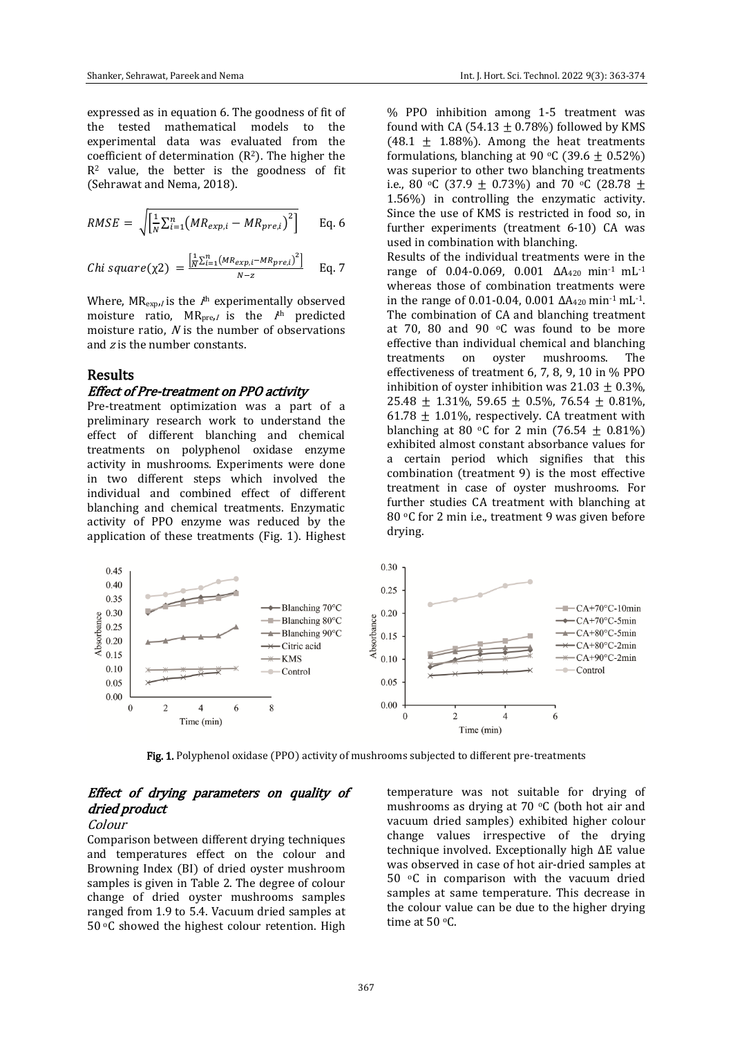expressed as in equation 6. The goodness of fit of the tested mathematical models to the experimental data was evaluated from the coefficient of determination ($R^2$). The higher the $R^2$ value, the better is the goodness of fit (Sehrawat and Nema, 2018).

$$RMSE = \sqrt{\left[\frac{1}{N}\sum_{i=1}^{n}\left(MR_{exp,i} - MR_{pre,i}\right)^2\right]} \quad \text{Eq. 6}$$

$$Chi\ square(\chi 2) = \frac{\left[\frac{1}{N}\sum_{i=1}^{n}\left(MR_{exp,i} - MR_{pre,i}\right)^2\right]}{N-z} \quad \text{Eq. 7}$$

Where, $MR_{exp,I}$ is the $I^{th}$ experimentally observed moisture ratio, $MR_{pre,I}$ is the $I^{th}$ predicted moisture ratio, $N$ is the number of observations and $z$ is the number constants.

## Results

### *Effect of Pre-treatment on PPO activity*

Pre-treatment optimization was a part of a preliminary research work to understand the effect of different blanching and chemical treatments on polyphenol oxidase enzyme activity in mushrooms. Experiments were done in two different steps which involved the individual and combined effect of different blanching and chemical treatments. Enzymatic activity of PPO enzyme was reduced by the application of these treatments (Fig. 1). Highest % PPO inhibition among 1-5 treatment was found with CA (54.13 ± 0.78%) followed by KMS (48.1 ± 1.88%). Among the heat treatments formulations, blanching at 90 °C (39.6 ± 0.52%) was superior to other two blanching treatments i.e., 80 °C (37.9 ± 0.73%) and 70 °C (28.78 ± 1.56%) in controlling the enzymatic activity. Since the use of KMS is restricted in food so, in further experiments (treatment 6-10) CA was used in combination with blanching.

Results of the individual treatments were in the range of 0.04-0.069, 0.001 $\Delta A_{420}$ $min^{-1}$ $mL^{-1}$ whereas those of combination treatments were in the range of 0.01-0.04, 0.001 $\Delta A_{420}$ $min^{-1}$ $mL^{-1}$. The combination of CA and blanching treatment at 70, 80 and 90 °C was found to be more effective than individual chemical and blanching treatments on oyster mushrooms. The effectiveness of treatment 6, 7, 8, 9, 10 in % PPO inhibition of oyster inhibition was 21.03 ± 0.3%, 25.48 ± 1.31%, 59.65 ± 0.5%, 76.54 ± 0.81%, 61.78 ± 1.01%, respectively. CA treatment with blanching at 80 °C for 2 min (76.54 ± 0.81%) exhibited almost constant absorbance values for a certain period which signifies that this combination (treatment 9) is the most effective treatment in case of oyster mushrooms. For further studies CA treatment with blanching at 80 °C for 2 min i.e., treatment 9 was given before drying.

**Fig. 1.** Polyphenol oxidase (PPO) activity of mushrooms subjected to different pre-treatments

### *Effect of drying parameters on quality of dried product*

#### *Colour*

Comparison between different drying techniques and temperatures effect on the colour and Browning Index (BI) of dried oyster mushroom samples is given in Table 2. The degree of colour change of dried oyster mushrooms samples ranged from 1.9 to 5.4. Vacuum dried samples at 50 °C showed the highest colour retention. High temperature was not suitable for drying of mushrooms as drying at 70 °C (both hot air and vacuum dried samples) exhibited higher colour change values irrespective of the drying technique involved. Exceptionally high ΔE value was observed in case of hot air-dried samples at 50 °C in comparison with the vacuum dried samples at same temperature. This decrease in the colour value can be due to the higher drying time at 50 °C.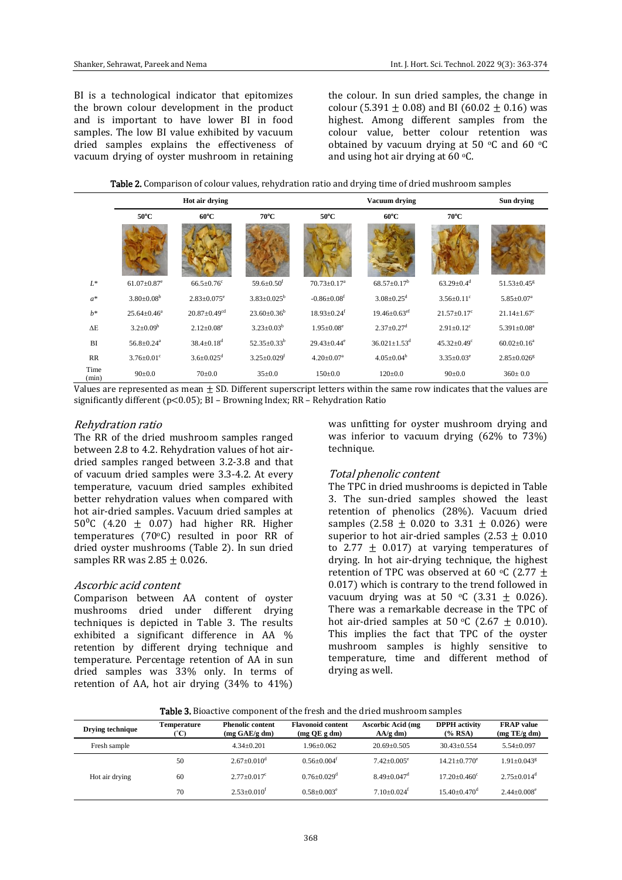BI is a technological indicator that epitomizes the brown colour development in the product and is important to have lower BI in food samples. The low BI value exhibited by vacuum dried samples explains the effectiveness of vacuum drying of oyster mushroom in retaining the colour. In sun dried samples, the change in colour ($5.391 \pm 0.08$) and BI ($60.02 \pm 0.16$) was highest. Among different samples from the colour value, better colour retention was obtained by vacuum drying at 50 °C and 60 °C and using hot air drying at 60 °C.

**Table 2.** Comparison of colour values, rehydration ratio and drying time of dried mushroom samples

| | Hot air drying | | | Vacuum drying | | | Sun drying |
|---|---|---|---|---|---|---|---|
| | 50°C | 60°C | 70°C | 50°C | 60°C | 70°C | |
| $L^*$ | $61.07\pm0.87^{e}$ | $66.5\pm0.76^{c}$ | $59.6\pm0.50^{f}$ | $70.73\pm0.17^{a}$ | $68.57\pm0.17^{b}$ | $63.29\pm0.4^{d}$ | $51.53\pm0.45^{g}$ |
| $a^*$ | $3.80\pm0.08^{b}$ | $2.83\pm0.075^{e}$ | $3.83\pm0.025^{b}$ | $-0.86\pm0.08^{f}$ | $3.08\pm0.25^{d}$ | $3.56\pm0.11^{c}$ | $5.85\pm0.07^{a}$ |
| $b^*$ | $25.64\pm0.46^{a}$ | $20.87\pm0.49^{cd}$ | $23.60\pm0.36^{b}$ | $18.93\pm0.24^{f}$ | $19.46\pm0.63^{ef}$ | $21.57\pm0.17^{c}$ | $21.14\pm1.67^{c}$ |
| $\Delta E$ | $3.2\pm0.09^{b}$ | $2.12\pm0.08^{e}$ | $3.23\pm0.03^{b}$ | $1.95\pm0.08^{e}$ | $2.37\pm0.27^{d}$ | $2.91\pm0.12^{c}$ | $5.391\pm0.08^{a}$ |
| BI | $56.8\pm0.24^{a}$ | $38.4\pm0.18^{d}$ | $52.35\pm0.33^{b}$ | $29.43\pm0.44^{e}$ | $36.021\pm1.53^{d}$ | $45.32\pm0.49^{c}$ | $60.02\pm0.16^{a}$ |
| RR | $3.76\pm0.01^{c}$ | $3.6\pm0.025^{d}$ | $3.25\pm0.029^{f}$ | $4.20\pm0.07^{a}$ | $4.05\pm0.04^{b}$ | $3.35\pm0.03^{e}$ | $2.85\pm0.026^{g}$ |
| Time (min) | $90\pm0.0$ | $70\pm0.0$ | $35\pm0.0$ | $150\pm0.0$ | $120\pm0.0$ | $90\pm0.0$ | $360\pm0.0$ |

Values are represented as mean $\pm$ SD. Different superscript letters within the same row indicates that the values are significantly different ($p<0.05$); BI – Browning Index; RR – Rehydration Ratio

### *Rehydration ratio*

The RR of the dried mushroom samples ranged between 2.8 to 4.2. Rehydration values of hot air-dried samples ranged between 3.2-3.8 and that of vacuum dried samples were 3.3-4.2. At every temperature, vacuum dried samples exhibited better rehydration values when compared with hot air-dried samples. Vacuum dried samples at 50°C ($4.20 \pm 0.07$) had higher RR. Higher temperatures (70°C) resulted in poor RR of dried oyster mushrooms (Table 2). In sun dried samples RR was $2.85 \pm 0.026$.

### *Ascorbic acid content*

Comparison between AA content of oyster mushrooms dried under different drying techniques is depicted in Table 3. The results exhibited a significant difference in AA % retention by different drying technique and temperature. Percentage retention of AA in sun dried samples was 33% only. In terms of retention of AA, hot air drying (34% to 41%) was unfitting for oyster mushroom drying and was inferior to vacuum drying (62% to 73%) technique.

### *Total phenolic content*

The TPC in dried mushrooms is depicted in Table 3. The sun-dried samples showed the least retention of phenolics (28%). Vacuum dried samples ($2.58 \pm 0.020$ to $3.31 \pm 0.026$) were superior to hot air-dried samples ($2.53 \pm 0.010$ to $2.77 \pm 0.017$) at varying temperatures of drying. In hot air-drying technique, the highest retention of TPC was observed at 60 °C ($2.77 \pm 0.017$) which is contrary to the trend followed in vacuum drying was at 50 °C ($3.31 \pm 0.026$). There was a remarkable decrease in the TPC of hot air-dried samples at 50 °C ($2.67 \pm 0.010$). This implies the fact that TPC of the oyster mushroom samples is highly sensitive to temperature, time and different method of drying as well.

**Table 3.** Bioactive component of the fresh and the dried mushroom samples

| Drying technique | Temperature (°C) | Phenolic content (mg GAE/g dm) | Flavonoid content (mg QE g dm) | Ascorbic Acid (mg AA/g dm) | DPPH activity (% RSA) | FRAP value (mg TE/g dm) |
|---|---|---|---|---|---|---|
| Fresh sample | | $4.34\pm0.201$ | $1.96\pm0.062$ | $20.69\pm0.505$ | $30.43\pm0.554$ | $5.54\pm0.097$ |
| Hot air drying | 50 | $2.67\pm0.010^{d}$ | $0.56\pm0.004^{f}$ | $7.42\pm0.005^{e}$ | $14.21\pm0.770^{e}$ | $1.91\pm0.043^{g}$ |
| | 60 | $2.77\pm0.017^{c}$ | $0.76\pm0.029^{d}$ | $8.49\pm0.047^{d}$ | $17.20\pm0.460^{c}$ | $2.75\pm0.014^{d}$ |
| | 70 | $2.53\pm0.010^{f}$ | $0.58\pm0.003^{e}$ | $7.10\pm0.024^{f}$ | $15.40\pm0.470^{d}$ | $2.44\pm0.008^{e}$ |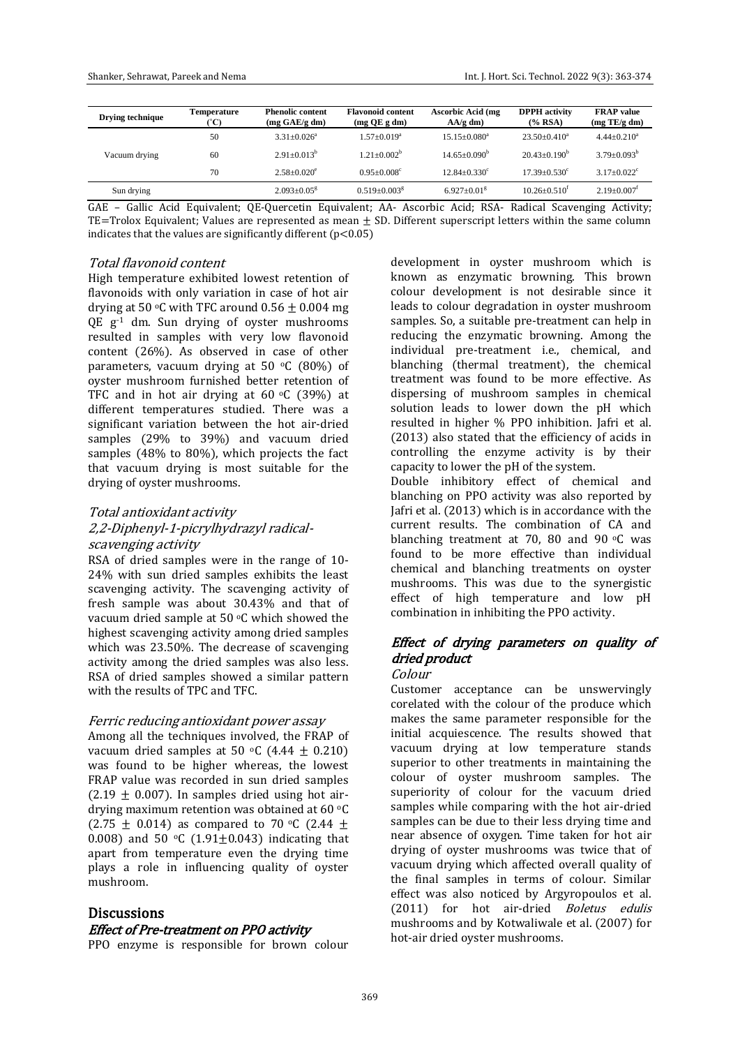| Drying technique | Temperature (°C) | Phenolic content (mg GAE/g dm) | Flavonoid content (mg QE g dm) | Ascorbic Acid (mg AA/g dm) | DPPH activity (% RSA) | FRAP value (mg TE/g dm) |
|---|---|---|---|---|---|---|
| Vacuum drying | 50 | 3.31±0.026$^{a}$ | 1.57±0.019$^{a}$ | 15.15±0.080$^{a}$ | 23.50±0.410$^{a}$ | 4.44±0.210$^{a}$ |
| | 60 | 2.91±0.013$^{b}$ | 1.21±0.002$^{b}$ | 14.65±0.090$^{b}$ | 20.43±0.190$^{b}$ | 3.79±0.093$^{b}$ |
| | 70 | 2.58±0.020$^{e}$ | 0.95±0.008$^{c}$ | 12.84±0.330$^{c}$ | 17.39±0.530$^{c}$ | 3.17±0.022$^{c}$ |
| Sun drying | | 2.093±0.05$^{g}$ | 0.519±0.003$^{g}$ | 6.927±0.01$^{g}$ | 10.26±0.510$^{f}$ | 2.19±0.007$^{f}$ |

GAE – Gallic Acid Equivalent; QE-Quercetin Equivalent; AA- Ascorbic Acid; RSA- Radical Scavenging Activity; TE=Trolox Equivalent; Values are represented as mean ± SD. Different superscript letters within the same column indicates that the values are significantly different ($p<0.05$)

### *Total flavonoid content*

High temperature exhibited lowest retention of flavonoids with only variation in case of hot air drying at 50 °C with TFC around 0.56 ± 0.004 mg QE $g^{-1}$ dm. Sun drying of oyster mushrooms resulted in samples with very low flavonoid content (26%). As observed in case of other parameters, vacuum drying at 50 °C (80%) of oyster mushroom furnished better retention of TFC and in hot air drying at 60 °C (39%) at different temperatures studied. There was a significant variation between the hot air-dried samples (29% to 39%) and vacuum dried samples (48% to 80%), which projects the fact that vacuum drying is most suitable for the drying of oyster mushrooms.

### *Total antioxidant activity*

#### *2,2-Diphenyl-1-picrylhydrazyl radical-scavenging activity*

RSA of dried samples were in the range of 10-24% with sun dried samples exhibits the least scavenging activity. The scavenging activity of fresh sample was about 30.43% and that of vacuum dried sample at 50 °C which showed the highest scavenging activity among dried samples which was 23.50%. The decrease of scavenging activity among the dried samples was also less. RSA of dried samples showed a similar pattern with the results of TPC and TFC.

#### *Ferric reducing antioxidant power assay*

Among all the techniques involved, the FRAP of vacuum dried samples at 50 °C (4.44 ± 0.210) was found to be higher whereas, the lowest FRAP value was recorded in sun dried samples (2.19 ± 0.007). In samples dried using hot air-drying maximum retention was obtained at 60 °C (2.75 ± 0.014) as compared to 70 °C (2.44 ± 0.008) and 50 °C (1.91±0.043) indicating that apart from temperature even the drying time plays a role in influencing quality of oyster mushroom.

## Discussions

### *Effect of Pre-treatment on PPO activity*

PPO enzyme is responsible for brown colour development in oyster mushroom which is known as enzymatic browning. This brown colour development is not desirable since it leads to colour degradation in oyster mushroom samples. So, a suitable pre-treatment can help in reducing the enzymatic browning. Among the individual pre-treatment i.e., chemical, and blanching (thermal treatment), the chemical treatment was found to be more effective. As dispersing of mushroom samples in chemical solution leads to lower down the pH which resulted in higher % PPO inhibition. Jafri et al. (2013) also stated that the efficiency of acids in controlling the enzyme activity is by their capacity to lower the pH of the system.

Double inhibitory effect of chemical and blanching on PPO activity was also reported by Jafri et al. (2013) which is in accordance with the current results. The combination of CA and blanching treatment at 70, 80 and 90 °C was found to be more effective than individual chemical and blanching treatments on oyster mushrooms. This was due to the synergistic effect of high temperature and low pH combination in inhibiting the PPO activity.

### *Effect of drying parameters on quality of dried product*

#### *Colour*

Customer acceptance can be unswervingly corelated with the colour of the produce which makes the same parameter responsible for the initial acquiescence. The results showed that vacuum drying at low temperature stands superior to other treatments in maintaining the colour of oyster mushroom samples. The superiority of colour for the vacuum dried samples while comparing with the hot air-dried samples can be due to their less drying time and near absence of oxygen. Time taken for hot air drying of oyster mushrooms was twice that of vacuum drying which affected overall quality of the final samples in terms of colour. Similar effect was also noticed by Argyropoulos et al. (2011) for hot air-dried *Boletus edulis* mushrooms and by Kotwaliwale et al. (2007) for hot-air dried oyster mushrooms.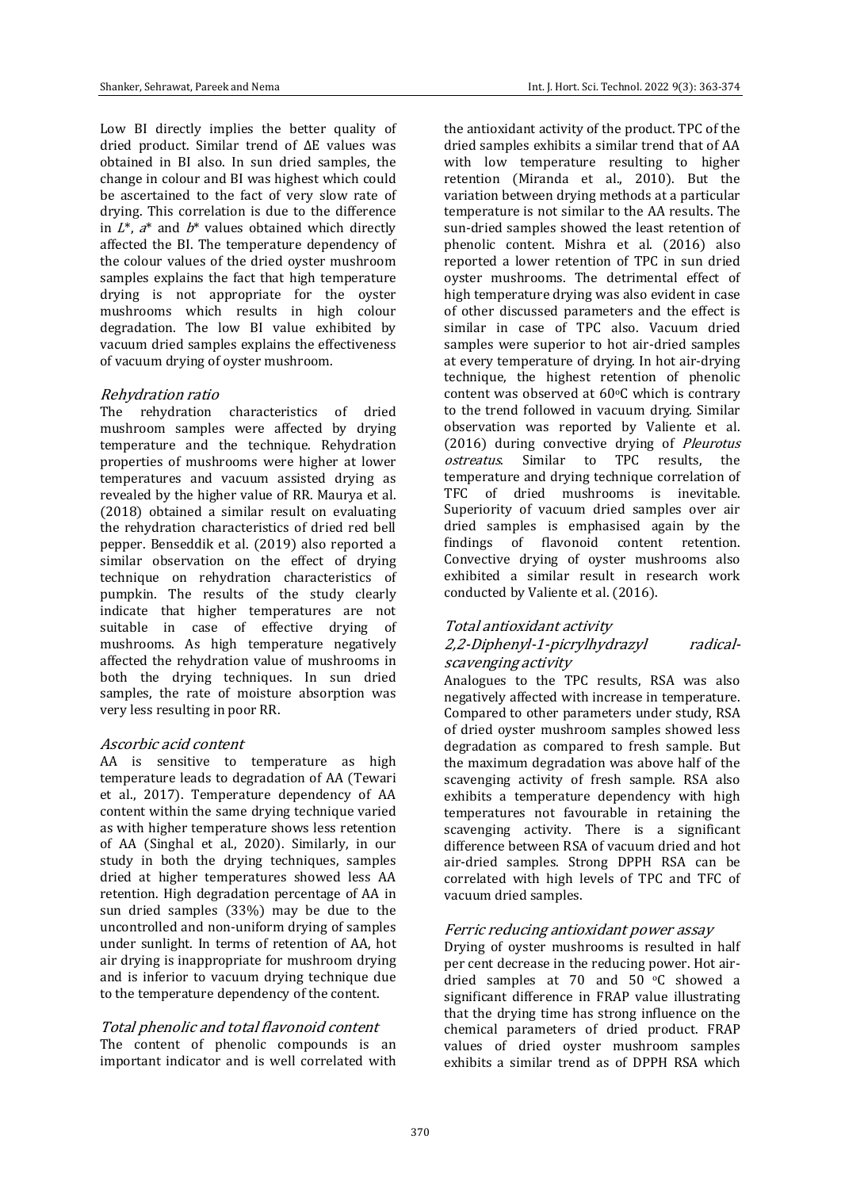Low BI directly implies the better quality of dried product. Similar trend of ΔE values was obtained in BI also. In sun dried samples, the change in colour and BI was highest which could be ascertained to the fact of very slow rate of drying. This correlation is due to the difference in $L^*$, $a^*$ and $b^*$ values obtained which directly affected the BI. The temperature dependency of the colour values of the dried oyster mushroom samples explains the fact that high temperature drying is not appropriate for the oyster mushrooms which results in high colour degradation. The low BI value exhibited by vacuum dried samples explains the effectiveness of vacuum drying of oyster mushroom.

### *Rehydration ratio*

The rehydration characteristics of dried mushroom samples were affected by drying temperature and the technique. Rehydration properties of mushrooms were higher at lower temperatures and vacuum assisted drying as revealed by the higher value of RR. Maurya et al. (2018) obtained a similar result on evaluating the rehydration characteristics of dried red bell pepper. Benseddik et al. (2019) also reported a similar observation on the effect of drying technique on rehydration characteristics of pumpkin. The results of the study clearly indicate that higher temperatures are not suitable in case of effective drying of mushrooms. As high temperature negatively affected the rehydration value of mushrooms in both the drying techniques. In sun dried samples, the rate of moisture absorption was very less resulting in poor RR.

### *Ascorbic acid content*

AA is sensitive to temperature as high temperature leads to degradation of AA (Tewari et al., 2017). Temperature dependency of AA content within the same drying technique varied as with higher temperature shows less retention of AA (Singhal et al., 2020). Similarly, in our study in both the drying techniques, samples dried at higher temperatures showed less AA retention. High degradation percentage of AA in sun dried samples (33%) may be due to the uncontrolled and non-uniform drying of samples under sunlight. In terms of retention of AA, hot air drying is inappropriate for mushroom drying and is inferior to vacuum drying technique due to the temperature dependency of the content.

### *Total phenolic and total flavonoid content*

The content of phenolic compounds is an important indicator and is well correlated with the antioxidant activity of the product. TPC of the dried samples exhibits a similar trend that of AA with low temperature resulting to higher retention (Miranda et al., 2010). But the variation between drying methods at a particular temperature is not similar to the AA results. The sun-dried samples showed the least retention of phenolic content. Mishra et al. (2016) also reported a lower retention of TPC in sun dried oyster mushrooms. The detrimental effect of high temperature drying was also evident in case of other discussed parameters and the effect is similar in case of TPC also. Vacuum dried samples were superior to hot air-dried samples at every temperature of drying. In hot air-drying technique, the highest retention of phenolic content was observed at 60°C which is contrary to the trend followed in vacuum drying. Similar observation was reported by Valiente et al. (2016) during convective drying of *Pleurotus ostreatus*. Similar to TPC results, the temperature and drying technique correlation of TFC of dried mushrooms is inevitable. Superiority of vacuum dried samples over air dried samples is emphasised again by the findings of flavonoid content retention. Convective drying of oyster mushrooms also exhibited a similar result in research work conducted by Valiente et al. (2016).

### *Total antioxidant activity*

#### *2,2-Diphenyl-1-picrylhydrazyl radical-scavenging activity*

Analogues to the TPC results, RSA was also negatively affected with increase in temperature. Compared to other parameters under study, RSA of dried oyster mushroom samples showed less degradation as compared to fresh sample. But the maximum degradation was above half of the scavenging activity of fresh sample. RSA also exhibits a temperature dependency with high temperatures not favourable in retaining the scavenging activity. There is a significant difference between RSA of vacuum dried and hot air-dried samples. Strong DPPH RSA can be correlated with high levels of TPC and TFC of vacuum dried samples.

#### *Ferric reducing antioxidant power assay*

Drying of oyster mushrooms is resulted in half per cent decrease in the reducing power. Hot air-dried samples at 70 and 50 °C showed a significant difference in FRAP value illustrating that the drying time has strong influence on the chemical parameters of dried product. FRAP values of dried oyster mushroom samples exhibits a similar trend as of DPPH RSA which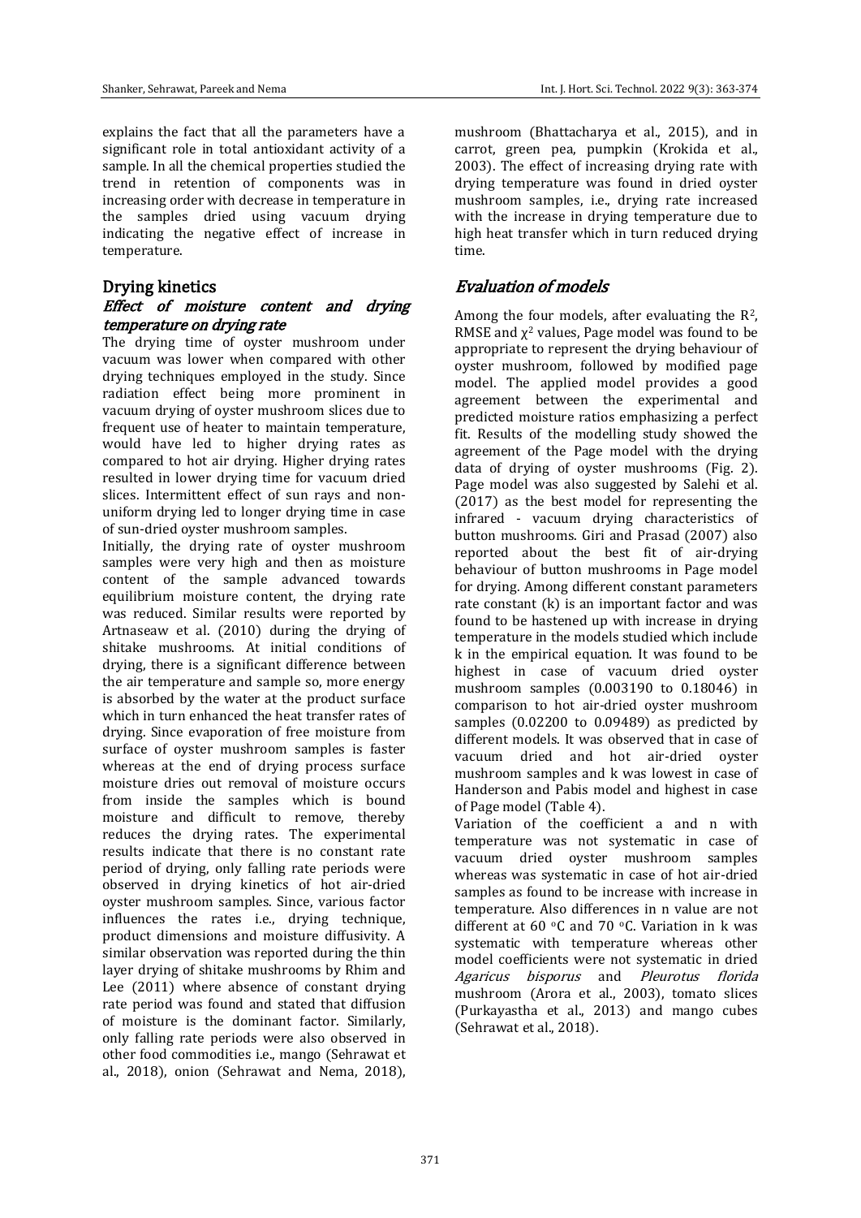explains the fact that all the parameters have a significant role in total antioxidant activity of a sample. In all the chemical properties studied the trend in retention of components was in increasing order with decrease in temperature in the samples dried using vacuum drying indicating the negative effect of increase in temperature.

## Drying kinetics

### *Effect of moisture content and drying temperature on drying rate*

The drying time of oyster mushroom under vacuum was lower when compared with other drying techniques employed in the study. Since radiation effect being more prominent in vacuum drying of oyster mushroom slices due to frequent use of heater to maintain temperature, would have led to higher drying rates as compared to hot air drying. Higher drying rates resulted in lower drying time for vacuum dried slices. Intermittent effect of sun rays and non-uniform drying led to longer drying time in case of sun-dried oyster mushroom samples.

Initially, the drying rate of oyster mushroom samples were very high and then as moisture content of the sample advanced towards equilibrium moisture content, the drying rate was reduced. Similar results were reported by Artnaseaw et al. (2010) during the drying of shitake mushrooms. At initial conditions of drying, there is a significant difference between the air temperature and sample so, more energy is absorbed by the water at the product surface which in turn enhanced the heat transfer rates of drying. Since evaporation of free moisture from surface of oyster mushroom samples is faster whereas at the end of drying process surface moisture dries out removal of moisture occurs from inside the samples which is bound moisture and difficult to remove, thereby reduces the drying rates. The experimental results indicate that there is no constant rate period of drying, only falling rate periods were observed in drying kinetics of hot air-dried oyster mushroom samples. Since, various factor influences the rates i.e., drying technique, product dimensions and moisture diffusivity. A similar observation was reported during the thin layer drying of shitake mushrooms by Rhim and Lee (2011) where absence of constant drying rate period was found and stated that diffusion of moisture is the dominant factor. Similarly, only falling rate periods were also observed in other food commodities i.e., mango (Sehrawat et al., 2018), onion (Sehrawat and Nema, 2018), mushroom (Bhattacharya et al., 2015), and in carrot, green pea, pumpkin (Krokida et al., 2003). The effect of increasing drying rate with drying temperature was found in dried oyster mushroom samples, i.e., drying rate increased with the increase in drying temperature due to high heat transfer which in turn reduced drying time.

## *Evaluation of models*

Among the four models, after evaluating the $R^2$, RMSE and $\chi^2$ values, Page model was found to be appropriate to represent the drying behaviour of oyster mushroom, followed by modified page model. The applied model provides a good agreement between the experimental and predicted moisture ratios emphasizing a perfect fit. Results of the modelling study showed the agreement of the Page model with the drying data of drying of oyster mushrooms (Fig. 2). Page model was also suggested by Salehi et al. (2017) as the best model for representing the infrared - vacuum drying characteristics of button mushrooms. Giri and Prasad (2007) also reported about the best fit of air-drying behaviour of button mushrooms in Page model for drying. Among different constant parameters rate constant (k) is an important factor and was found to be hastened up with increase in drying temperature in the models studied which include k in the empirical equation. It was found to be highest in case of vacuum dried oyster mushroom samples (0.003190 to 0.18046) in comparison to hot air-dried oyster mushroom samples (0.02200 to 0.09489) as predicted by different models. It was observed that in case of vacuum dried and hot air-dried oyster mushroom samples and k was lowest in case of Handerson and Pabis model and highest in case of Page model (Table 4).

Variation of the coefficient a and n with temperature was not systematic in case of vacuum dried oyster mushroom samples whereas was systematic in case of hot air-dried samples as found to be increase with increase in temperature. Also differences in n value are not different at 60 °C and 70 °C. Variation in k was systematic with temperature whereas other model coefficients were not systematic in dried *Agaricus bisporus* and *Pleurotus florida* mushroom (Arora et al., 2003), tomato slices (Purkayastha et al., 2013) and mango cubes (Sehrawat et al., 2018).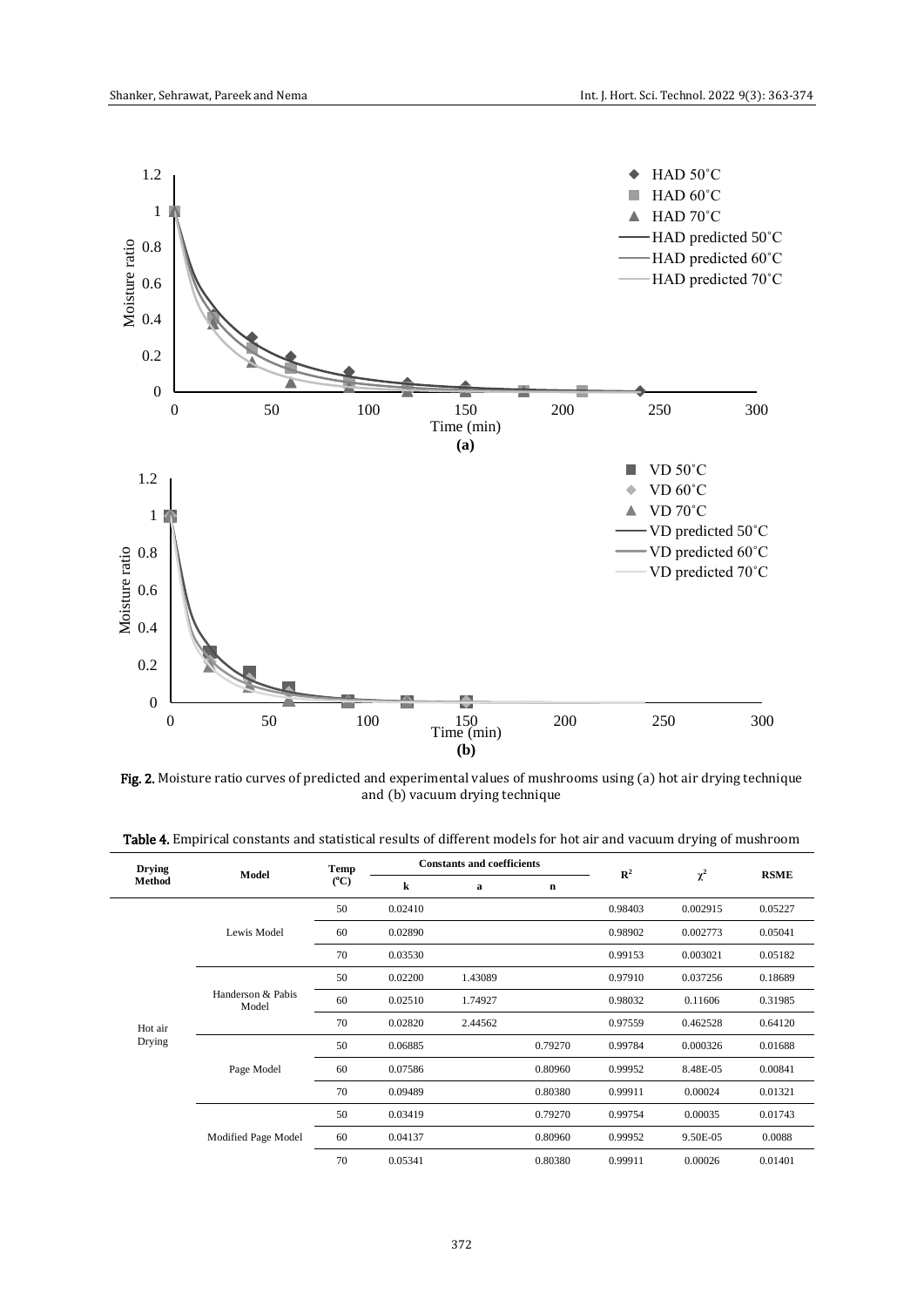Fig. 2. Moisture ratio curves of predicted and experimental values of mushrooms using (a) hot air drying technique and (b) vacuum drying technique

Table 4. Empirical constants and statistical results of different models for hot air and vacuum drying of mushroom

| Drying Method | Model | Temp (°C) | Constants and coefficients | | | $R^2$ | $\chi^2$ | RSME |
|---|---|---|---|---|---|---|---|---|
| | | | k | a | n | | | |
| Hot air Drying | Lewis Model | 50 | 0.02410 | | | 0.98403 | 0.002915 | 0.05227 |
| | | 60 | 0.02890 | | | 0.98902 | 0.002773 | 0.05041 |
| | | 70 | 0.03530 | | | 0.99153 | 0.003021 | 0.05182 |
| | Handerson & Pabis Model | 50 | 0.02200 | 1.43089 | | 0.97910 | 0.037256 | 0.18689 |
| | | 60 | 0.02510 | 1.74927 | | 0.98032 | 0.11606 | 0.31985 |
| | | 70 | 0.02820 | 2.44562 | | 0.97559 | 0.462528 | 0.64120 |
| | Page Model | 50 | 0.06885 | | 0.79270 | 0.99784 | 0.000326 | 0.01688 |
| | | 60 | 0.07586 | | 0.80960 | 0.99952 | 8.48E-05 | 0.00841 |
| | | 70 | 0.09489 | | 0.80380 | 0.99911 | 0.00024 | 0.01321 |
| | Modified Page Model | 50 | 0.03419 | | 0.79270 | 0.99754 | 0.00035 | 0.01743 |
| | | 60 | 0.04137 | | 0.80960 | 0.99952 | 9.50E-05 | 0.0088 |
| | | 70 | 0.05341 | | 0.80380 | 0.99911 | 0.00026 | 0.01401 |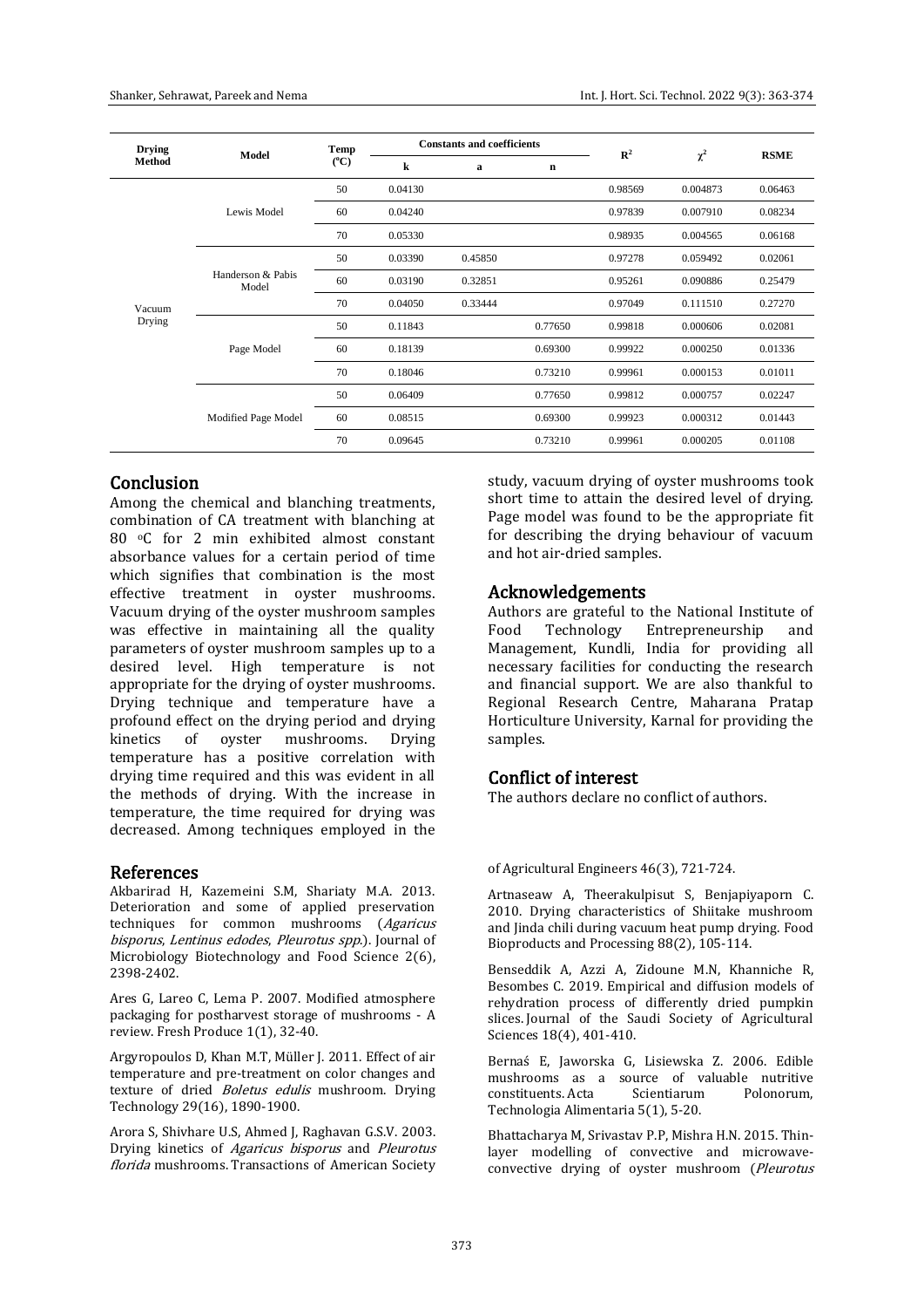| Drying Method | Model | Temp (°C) | Constants and coefficients | | | $R^2$ | $\chi^2$ | RSME |
|---|---|---|---|---|---|---|---|---|
| | | | k | a | n | | | |
| Vacuum Drying | Lewis Model | 50 | 0.04130 | | | 0.98569 | 0.004873 | 0.06463 |
| | | 60 | 0.04240 | | | 0.97839 | 0.007910 | 0.08234 |
| | | 70 | 0.05330 | | | 0.98935 | 0.004565 | 0.06168 |
| | Handerson & Pabis Model | 50 | 0.03390 | 0.45850 | | 0.97278 | 0.059492 | 0.02061 |
| | | 60 | 0.03190 | 0.32851 | | 0.95261 | 0.090886 | 0.25479 |
| | | 70 | 0.04050 | 0.33444 | | 0.97049 | 0.111510 | 0.27270 |
| | Page Model | 50 | 0.11843 | | 0.77650 | 0.99818 | 0.000606 | 0.02081 |
| | | 60 | 0.18139 | | 0.69300 | 0.99922 | 0.000250 | 0.01336 |
| | | 70 | 0.18046 | | 0.73210 | 0.99961 | 0.000153 | 0.01011 |
| | Modified Page Model | 50 | 0.06409 | | 0.77650 | 0.99812 | 0.000757 | 0.02247 |
| | | 60 | 0.08515 | | 0.69300 | 0.99923 | 0.000312 | 0.01443 |
| | | 70 | 0.09645 | | 0.73210 | 0.99961 | 0.000205 | 0.01108 |

## Conclusion

Among the chemical and blanching treatments, combination of CA treatment with blanching at 80 °C for 2 min exhibited almost constant absorbance values for a certain period of time which signifies that combination is the most effective treatment in oyster mushrooms. Vacuum drying of the oyster mushroom samples was effective in maintaining all the quality parameters of oyster mushroom samples up to a desired level. High temperature is not appropriate for the drying of oyster mushrooms. Drying technique and temperature have a profound effect on the drying period and drying kinetics of oyster mushrooms. Drying temperature has a positive correlation with drying time required and this was evident in all the methods of drying. With the increase in temperature, the time required for drying was decreased. Among techniques employed in the study, vacuum drying of oyster mushrooms took short time to attain the desired level of drying. Page model was found to be the appropriate fit for describing the drying behaviour of vacuum and hot air-dried samples.

## Acknowledgements

Authors are grateful to the National Institute of Food Technology Entrepreneurship and Management, Kundli, India for providing all necessary facilities for conducting the research and financial support. We are also thankful to Regional Research Centre, Maharana Pratap Horticulture University, Karnal for providing the samples.

## Conflict of interest

The authors declare no conflict of authors.

## References

Akbarirad H, Kazemeini S.M, Shariaty M.A. 2013. Deterioration and some of applied preservation techniques for common mushrooms (*Agaricus bisporus*, *Lentinus edodes*, *Pleurotus spp.*). Journal of Microbiology Biotechnology and Food Science 2(6), 2398-2402.

Ares G, Lareo C, Lema P. 2007. Modified atmosphere packaging for postharvest storage of mushrooms - A review. Fresh Produce 1(1), 32-40.

Argyropoulos D, Khan M.T, Müller J. 2011. Effect of air temperature and pre-treatment on color changes and texture of dried *Boletus edulis* mushroom. Drying Technology 29(16), 1890-1900.

Arora S, Shivhare U.S, Ahmed J, Raghavan G.S.V. 2003. Drying kinetics of *Agaricus bisporus* and *Pleurotus florida* mushrooms. Transactions of American Society of Agricultural Engineers 46(3), 721-724.

Artnaseaw A, Theerakulpisut S, Benjapiyaporn C. 2010. Drying characteristics of Shiitake mushroom and Jinda chili during vacuum heat pump drying. Food Bioproducts and Processing 88(2), 105-114.

Benseddik A, Azzi A, Zidoune M.N, Khanniche R, Besombes C. 2019. Empirical and diffusion models of rehydration process of differently dried pumpkin slices. Journal of the Saudi Society of Agricultural Sciences 18(4), 401-410.

Bernaś E, Jaworska G, Lisiewska Z. 2006. Edible mushrooms as a source of valuable nutritive constituents. Acta Scientiarum Polonorum, Technologia Alimentaria 5(1), 5-20.

Bhattacharya M, Srivastav P.P, Mishra H.N. 2015. Thin-layer modelling of convective and microwave-convective drying of oyster mushroom (*Pleurotus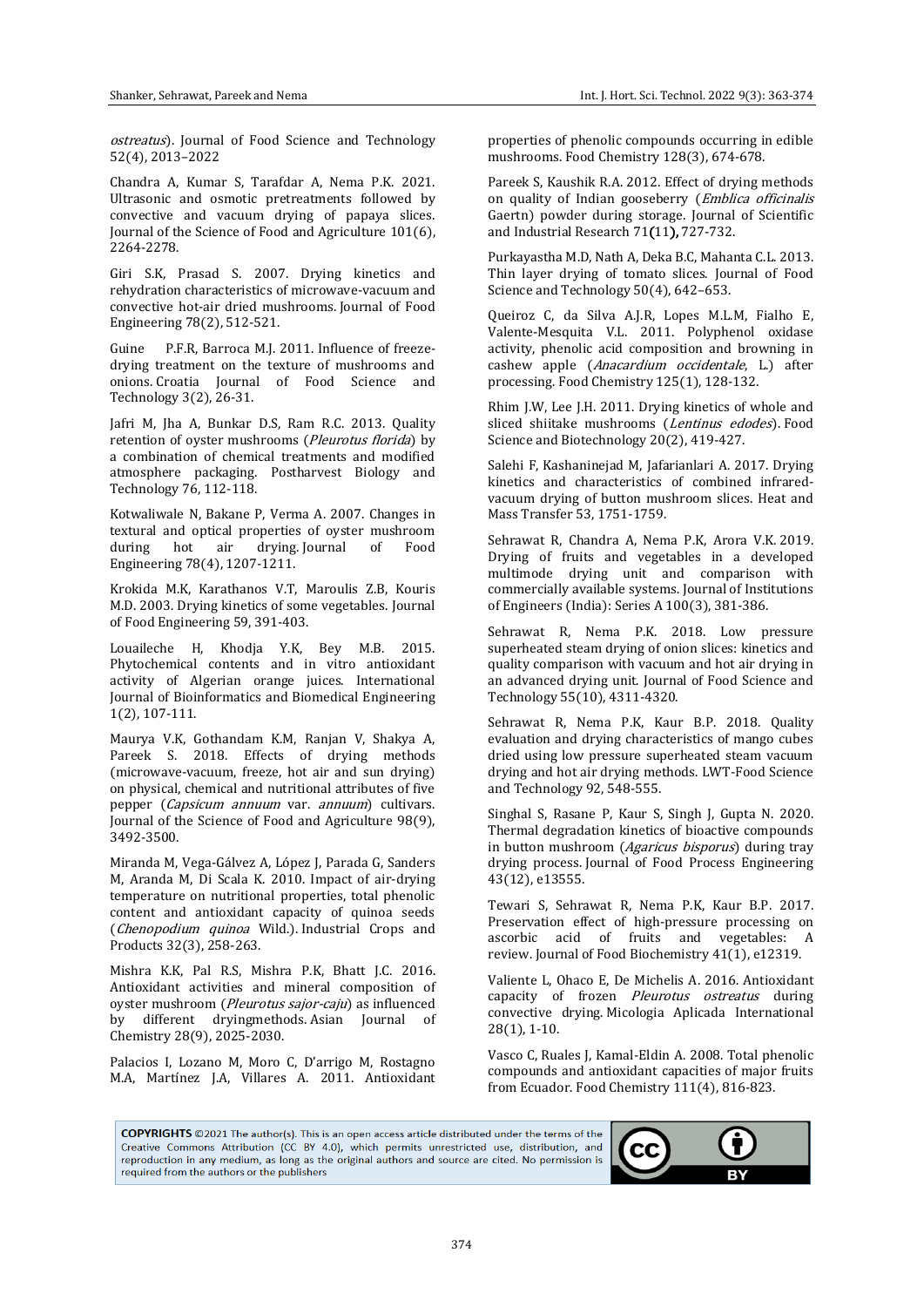*ostreatus*). Journal of Food Science and Technology 52(4), 2013–2022

Chandra A, Kumar S, Tarafdar A, Nema P.K. 2021. Ultrasonic and osmotic pretreatments followed by convective and vacuum drying of papaya slices. Journal of the Science of Food and Agriculture 101(6), 2264-2278.

Giri S.K, Prasad S. 2007. Drying kinetics and rehydration characteristics of microwave-vacuum and convective hot-air dried mushrooms. Journal of Food Engineering 78(2), 512-521.

Guine P.F.R, Barroca M.J. 2011. Influence of freeze-drying treatment on the texture of mushrooms and onions. Croatia Journal of Food Science and Technology 3(2), 26-31.

Jafri M, Jha A, Bunkar D.S, Ram R.C. 2013. Quality retention of oyster mushrooms (*Pleurotus florida*) by a combination of chemical treatments and modified atmosphere packaging. Postharvest Biology and Technology 76, 112-118.

Kotwaliwale N, Bakane P, Verma A. 2007. Changes in textural and optical properties of oyster mushroom during hot air drying. Journal of Food Engineering 78(4), 1207-1211.

Krokida M.K, Karathanos V.T, Maroulis Z.B, Kouris M.D. 2003. Drying kinetics of some vegetables. Journal of Food Engineering 59, 391-403.

Louaileche H, Khodja Y.K, Bey M.B. 2015. Phytochemical contents and in vitro antioxidant activity of Algerian orange juices. International Journal of Bioinformatics and Biomedical Engineering 1(2), 107-111.

Maurya V.K, Gothandam K.M, Ranjan V, Shakya A, Pareek S. 2018. Effects of drying methods (microwave-vacuum, freeze, hot air and sun drying) on physical, chemical and nutritional attributes of five pepper (*Capsicum annuum* var. *annuum*) cultivars. Journal of the Science of Food and Agriculture 98(9), 3492-3500.

Miranda M, Vega-Gálvez A, López J, Parada G, Sanders M, Aranda M, Di Scala K. 2010. Impact of air-drying temperature on nutritional properties, total phenolic content and antioxidant capacity of quinoa seeds (*Chenopodium quinoa* Wild.). Industrial Crops and Products 32(3), 258-263.

Mishra K.K, Pal R.S, Mishra P.K, Bhatt J.C. 2016. Antioxidant activities and mineral composition of oyster mushroom (*Pleurotus sajor-caju*) as influenced by different dryingmethods. Asian Journal of Chemistry 28(9), 2025-2030.

Palacios I, Lozano M, Moro C, D'arrigo M, Rostagno M.A, Martínez J.A, Villares A. 2011. Antioxidant properties of phenolic compounds occurring in edible mushrooms. Food Chemistry 128(3), 674-678.

Pareek S, Kaushik R.A. 2012. Effect of drying methods on quality of Indian gooseberry (*Emblica officinalis* Gaertn) powder during storage. Journal of Scientific and Industrial Research 71**(**11**),** 727-732.

Purkayastha M.D, Nath A, Deka B.C, Mahanta C.L. 2013. Thin layer drying of tomato slices. Journal of Food Science and Technology 50(4), 642–653.

Queiroz C, da Silva A.J.R, Lopes M.L.M, Fialho E, Valente-Mesquita V.L. 2011. Polyphenol oxidase activity, phenolic acid composition and browning in cashew apple (*Anacardium occidentale*, L.) after processing. Food Chemistry 125(1), 128-132.

Rhim J.W, Lee J.H. 2011. Drying kinetics of whole and sliced shiitake mushrooms (*Lentinus edodes*). Food Science and Biotechnology 20(2), 419-427.

Salehi F, Kashaninejad M, Jafarianlari A. 2017. Drying kinetics and characteristics of combined infrared-vacuum drying of button mushroom slices. Heat and Mass Transfer 53, 1751-1759.

Sehrawat R, Chandra A, Nema P.K, Arora V.K. 2019. Drying of fruits and vegetables in a developed multimode drying unit and comparison with commercially available systems. Journal of Institutions of Engineers (India): Series A 100(3), 381-386.

Sehrawat R, Nema P.K. 2018. Low pressure superheated steam drying of onion slices: kinetics and quality comparison with vacuum and hot air drying in an advanced drying unit. Journal of Food Science and Technology 55(10), 4311-4320.

Sehrawat R, Nema P.K, Kaur B.P. 2018. Quality evaluation and drying characteristics of mango cubes dried using low pressure superheated steam vacuum drying and hot air drying methods. LWT-Food Science and Technology 92, 548-555.

Singhal S, Rasane P, Kaur S, Singh J, Gupta N. 2020. Thermal degradation kinetics of bioactive compounds in button mushroom (*Agaricus bisporus*) during tray drying process. Journal of Food Process Engineering 43(12), e13555.

Tewari S, Sehrawat R, Nema P.K, Kaur B.P. 2017. Preservation effect of high-pressure processing on ascorbic acid of fruits and vegetables: A review. Journal of Food Biochemistry 41(1), e12319.

Valiente L, Ohaco E, De Michelis A. 2016. Antioxidant capacity of frozen *Pleurotus ostreatus* during convective drying. Micologia Aplicada International 28(1), 1-10.

Vasco C, Ruales J, Kamal-Eldin A. 2008. Total phenolic compounds and antioxidant capacities of major fruits from Ecuador. Food Chemistry 111(4), 816-823.

**COPYRIGHTS** ©2021 The author(s). This is an open access article distributed under the terms of the Creative Commons Attribution (CC BY 4.0), which permits unrestricted use, distribution, and reproduction in any medium, as long as the original authors and source are cited. No permission is required from the authors or the publishers